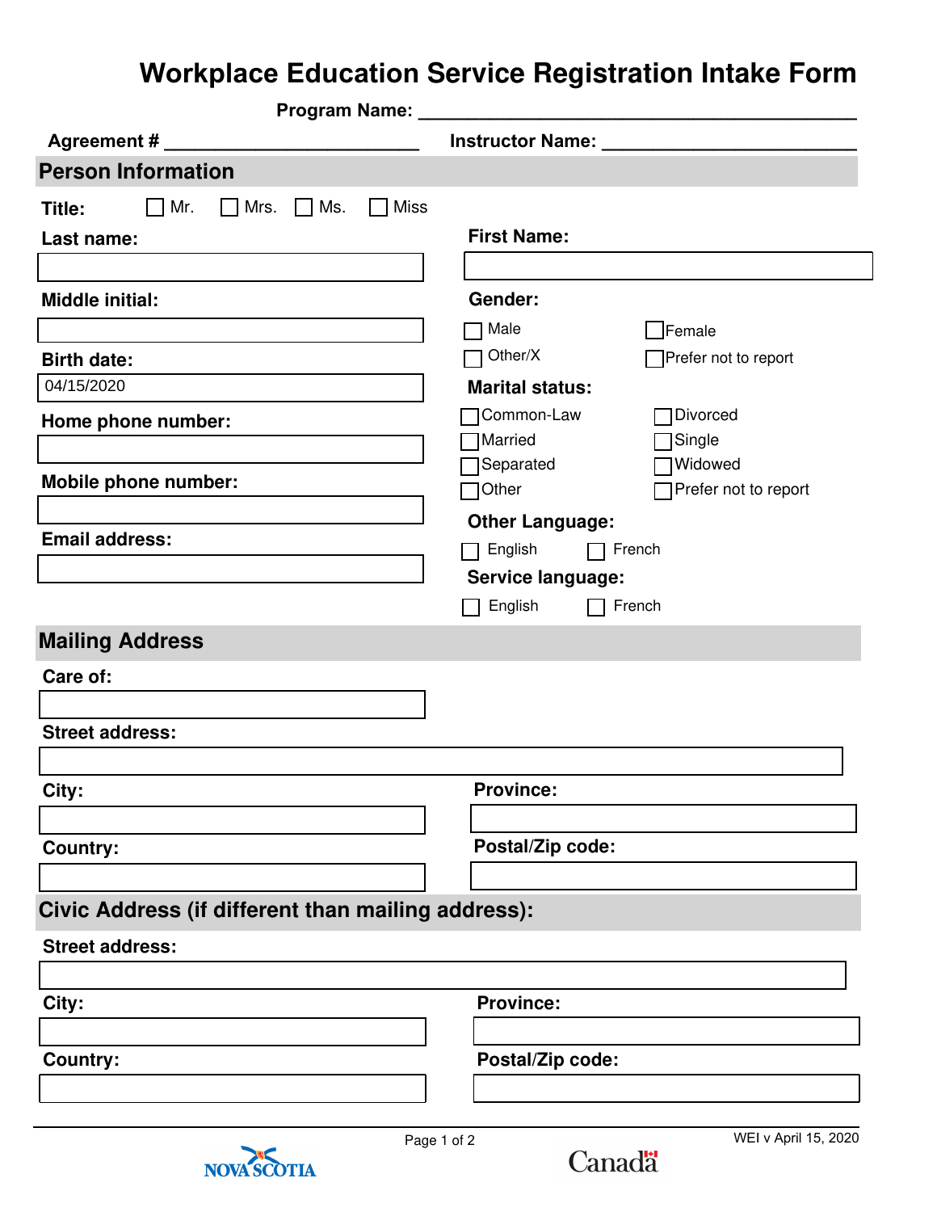# Workplace Education Service Registration Intake Form

**Program Name:** ____________________________________________

**Agreement #** __________________________ **Instructor Name:** __________________________

## Person Information

**Title:** ☐ Mr. ☐ Mrs. ☐ Ms. ☐ Miss

**Last name:** ____________________

**First Name:** ____________________

**Middle initial:** ____________________

**Gender:**
☐ Male ☐ Female
☐ Other/X ☐ Prefer not to report

**Birth date:** 04/15/2020

**Marital status:**
☐ Common-Law ☐ Divorced
☐ Married ☐ Single
☐ Separated ☐ Widowed
☐ Other ☐ Prefer not to report

**Home phone number:** ____________________

**Mobile phone number:** ____________________

**Other Language:**
☐ English ☐ French

**Email address:** ____________________

**Service language:**
☐ English ☐ French

## Mailing Address

**Care of:** ____________________

**Street address:** ____________________

**City:** ____________________

**Province:** ____________________

**Country:** ____________________

**Postal/Zip code:** ____________________

## Civic Address (if different than mailing address):

**Street address:** ____________________

**City:** ____________________

**Province:** ____________________

**Country:** ____________________

**Postal/Zip code:** ____________________

WEI v April 15, 2020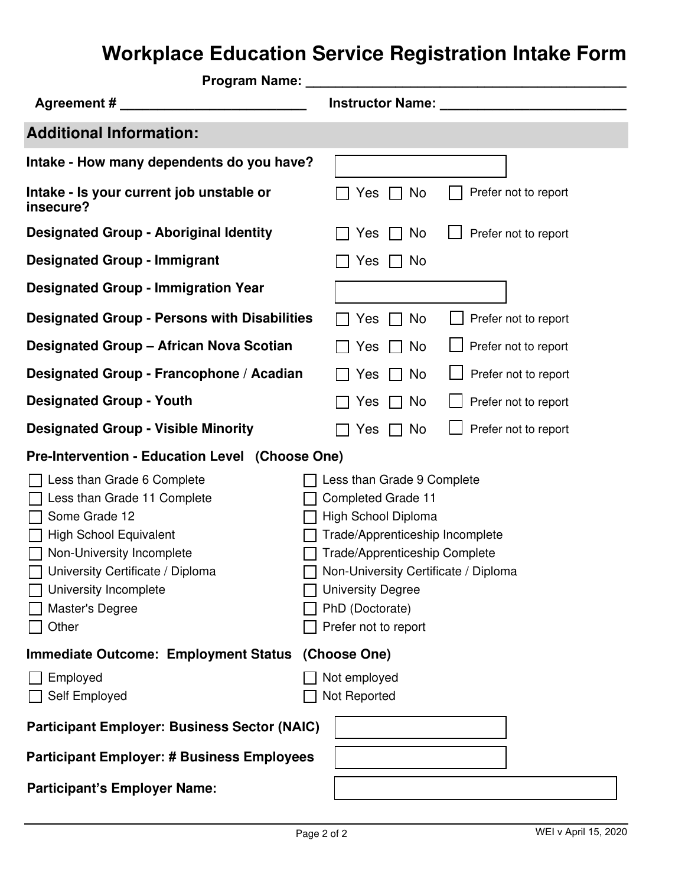# Workplace Education Service Registration Intake Form

**Program Name:** ____________________________________________

**Agreement #** _________________________ **Instructor Name:** _________________________

## Additional Information:

| | |
|---|---|
| **Intake - How many dependents do you have?** | |
| **Intake - Is your current job unstable or insecure?** | ☐ Yes ☐ No ☐ Prefer not to report |
| **Designated Group - Aboriginal Identity** | ☐ Yes ☐ No ☐ Prefer not to report |
| **Designated Group - Immigrant** | ☐ Yes ☐ No |
| **Designated Group - Immigration Year** | |
| **Designated Group - Persons with Disabilities** | ☐ Yes ☐ No ☐ Prefer not to report |
| **Designated Group – African Nova Scotian** | ☐ Yes ☐ No ☐ Prefer not to report |
| **Designated Group - Francophone / Acadian** | ☐ Yes ☐ No ☐ Prefer not to report |
| **Designated Group - Youth** | ☐ Yes ☐ No ☐ Prefer not to report |
| **Designated Group - Visible Minority** | ☐ Yes ☐ No ☐ Prefer not to report |

**Pre-Intervention - Education Level (Choose One)**

- ☐ Less than Grade 6 Complete
- ☐ Less than Grade 9 Complete
- ☐ Less than Grade 11 Complete
- ☐ Completed Grade 11
- ☐ Some Grade 12
- ☐ High School Diploma
- ☐ High School Equivalent
- ☐ Trade/Apprenticeship Incomplete
- ☐ Non-University Incomplete
- ☐ Trade/Apprenticeship Complete
- ☐ University Certificate / Diploma
- ☐ Non-University Certificate / Diploma
- ☐ University Incomplete
- ☐ University Degree
- ☐ Master's Degree
- ☐ PhD (Doctorate)
- ☐ Other
- ☐ Prefer not to report

**Immediate Outcome: Employment Status (Choose One)**

- ☐ Employed
- ☐ Not employed
- ☐ Self Employed
- ☐ Not Reported

| | |
|---|---|
| **Participant Employer: Business Sector (NAIC)** | |
| **Participant Employer: # Business Employees** | |
| **Participant's Employer Name:** | |

WEI v April 15, 2020